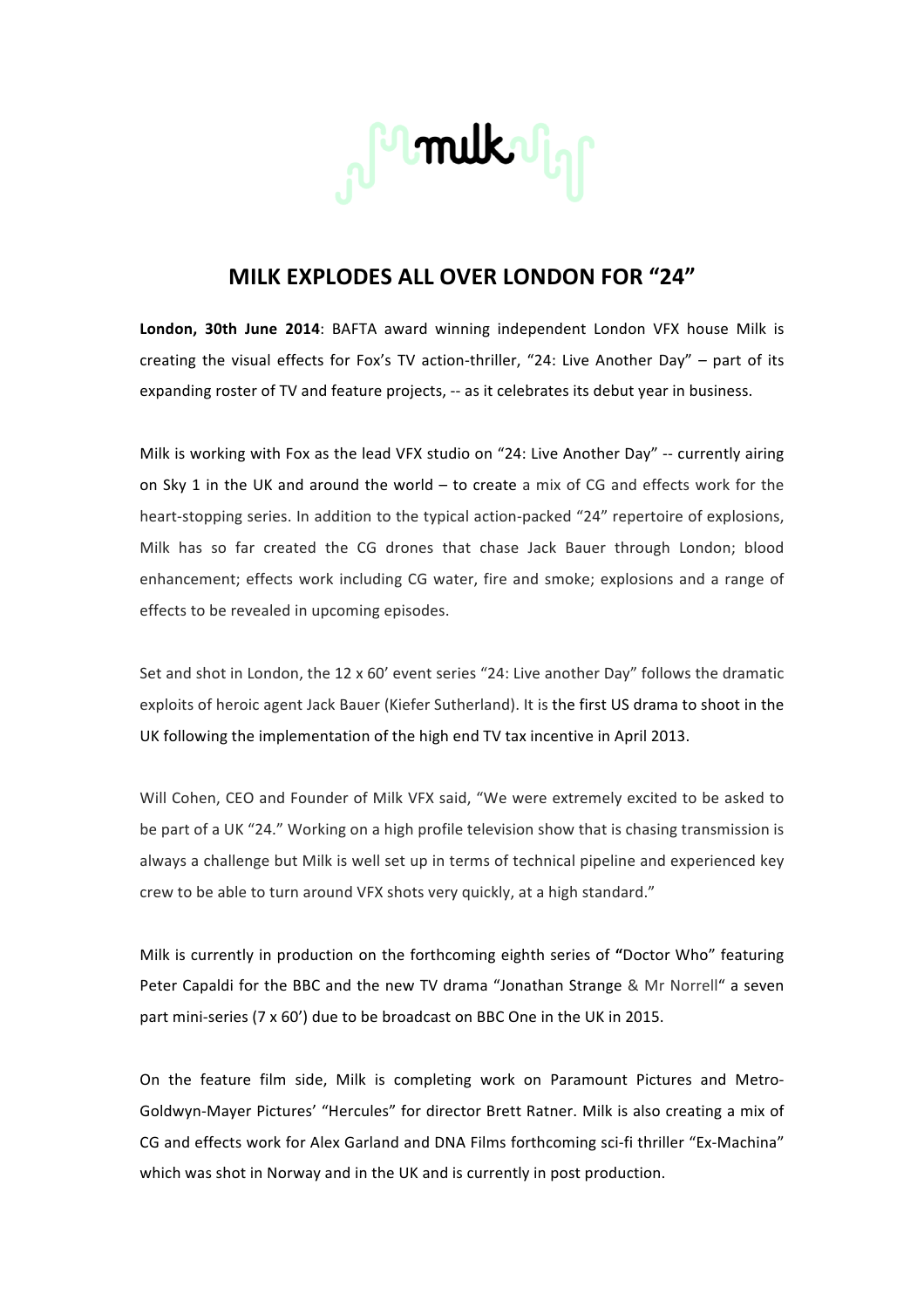# MILK EXPLODES ALL OVER LONDON FOR "24"

**London, 30th June 2014**: BAFTA award winning independent London VFX house Milk is creating the visual effects for Fox's TV action-thriller, "24: Live Another Day" – part of its expanding roster of TV and feature projects, -- as it celebrates its debut year in business.

Milk is working with Fox as the lead VFX studio on "24: Live Another Day" -- currently airing on Sky 1 in the UK and around the world – to create a mix of CG and effects work for the heart-stopping series. In addition to the typical action-packed "24" repertoire of explosions, Milk has so far created the CG drones that chase Jack Bauer through London; blood enhancement; effects work including CG water, fire and smoke; explosions and a range of effects to be revealed in upcoming episodes.

Set and shot in London, the 12 x 60' event series "24: Live another Day" follows the dramatic exploits of heroic agent Jack Bauer (Kiefer Sutherland). It is the first US drama to shoot in the UK following the implementation of the high end TV tax incentive in April 2013.

Will Cohen, CEO and Founder of Milk VFX said, "We were extremely excited to be asked to be part of a UK "24." Working on a high profile television show that is chasing transmission is always a challenge but Milk is well set up in terms of technical pipeline and experienced key crew to be able to turn around VFX shots very quickly, at a high standard."

Milk is currently in production on the forthcoming eighth series of **"**Doctor Who" featuring Peter Capaldi for the BBC and the new TV drama "Jonathan Strange & Mr Norrell" a seven part mini-series (7 x 60') due to be broadcast on BBC One in the UK in 2015.

On the feature film side, Milk is completing work on Paramount Pictures and Metro-Goldwyn-Mayer Pictures' "Hercules" for director Brett Ratner. Milk is also creating a mix of CG and effects work for Alex Garland and DNA Films forthcoming sci-fi thriller "Ex-Machina" which was shot in Norway and in the UK and is currently in post production.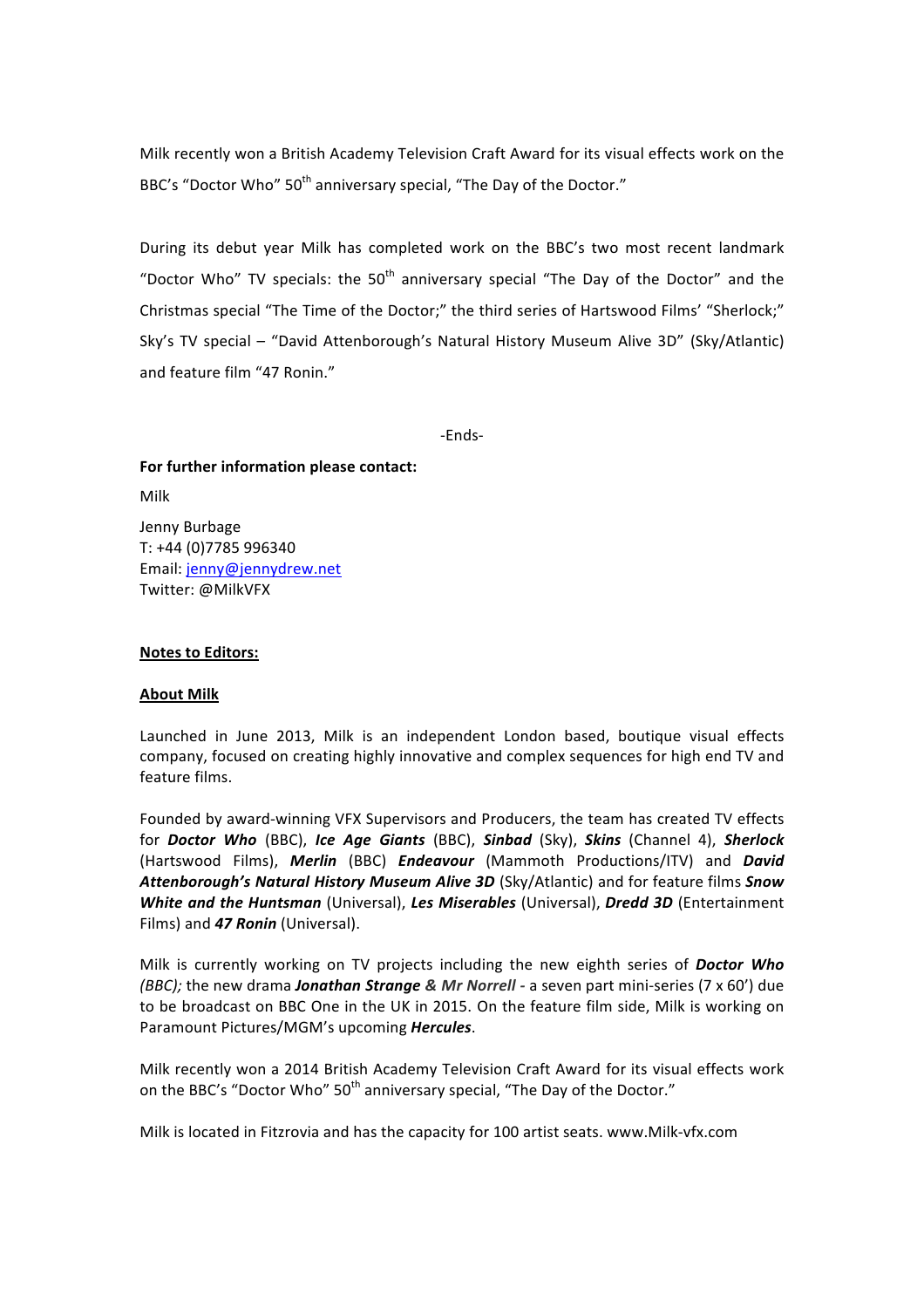Milk recently won a British Academy Television Craft Award for its visual effects work on the BBC's "Doctor Who" 50th anniversary special, "The Day of the Doctor."

During its debut year Milk has completed work on the BBC's two most recent landmark "Doctor Who" TV specials: the 50th anniversary special "The Day of the Doctor" and the Christmas special "The Time of the Doctor;" the third series of Hartswood Films' "Sherlock;" Sky's TV special – "David Attenborough's Natural History Museum Alive 3D" (Sky/Atlantic) and feature film "47 Ronin."

-Ends-

**For further information please contact:**

Milk

Jenny Burbage
T: +44 (0)7785 996340
Email: jenny@jennydrew.net
Twitter: @MilkVFX

**Notes to Editors:**

**About Milk**

Launched in June 2013, Milk is an independent London based, boutique visual effects company, focused on creating highly innovative and complex sequences for high end TV and feature films.

Founded by award-winning VFX Supervisors and Producers, the team has created TV effects for ***Doctor Who*** (BBC), ***Ice Age Giants*** (BBC), ***Sinbad*** (Sky), ***Skins*** (Channel 4), ***Sherlock*** (Hartswood Films), ***Merlin*** (BBC) ***Endeavour*** (Mammoth Productions/ITV) and ***David Attenborough's Natural History Museum Alive 3D*** (Sky/Atlantic) and for feature films ***Snow White and the Huntsman*** (Universal), ***Les Miserables*** (Universal), ***Dredd 3D*** (Entertainment Films) and ***47 Ronin*** (Universal).

Milk is currently working on TV projects including the new eighth series of ***Doctor Who*** *(BBC);* the new drama ***Jonathan Strange & Mr Norrell*** - a seven part mini-series (7 x 60') due to be broadcast on BBC One in the UK in 2015. On the feature film side, Milk is working on Paramount Pictures/MGM's upcoming ***Hercules***.

Milk recently won a 2014 British Academy Television Craft Award for its visual effects work on the BBC's "Doctor Who" 50th anniversary special, "The Day of the Doctor."

Milk is located in Fitzrovia and has the capacity for 100 artist seats. www.Milk-vfx.com